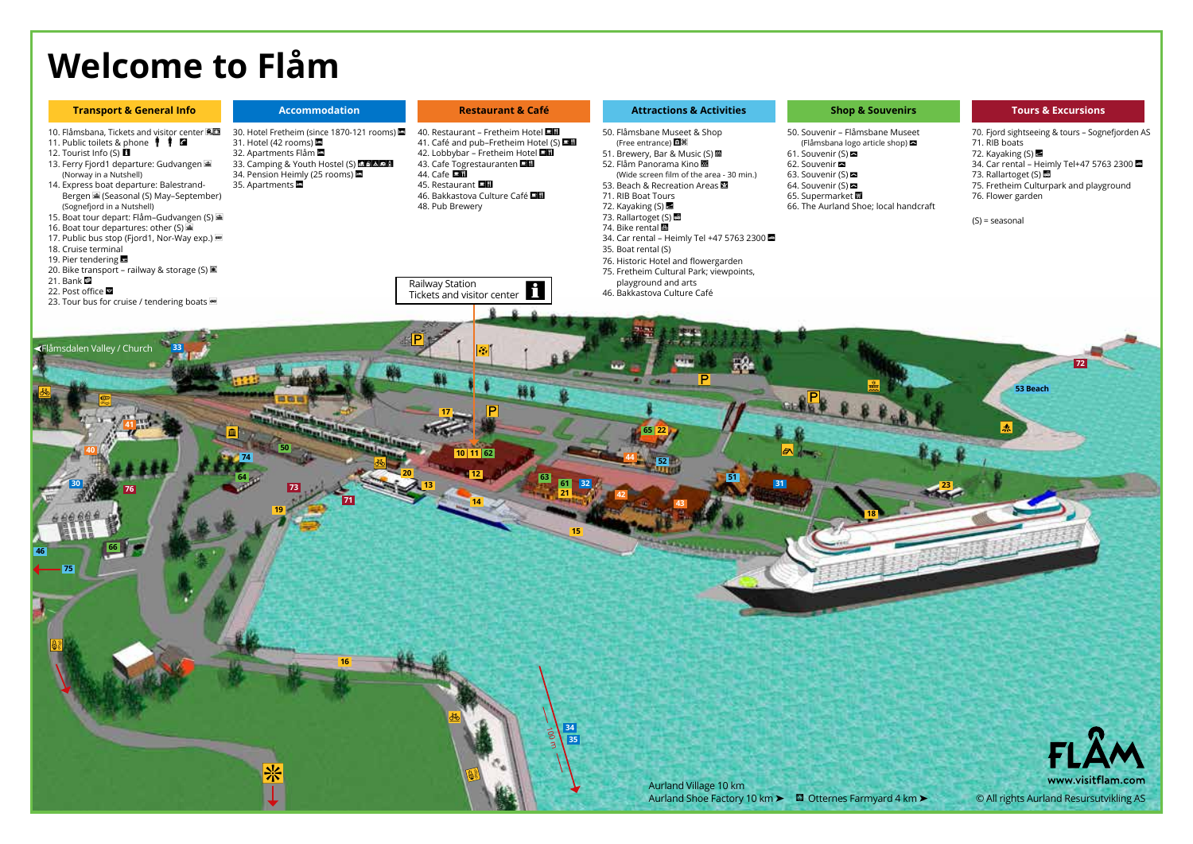# Welcome to Flåm

## Transport & General Info

10. Flåmsbana, Tickets and visitor center
11. Public toilets & phone
12. Tourist Info (S)
13. Ferry Fjord1 departure: Gudvangen (Norway in a Nutshell)
14. Express boat departure: Balestrand-Bergen (Seasonal (S) May–September) (Sognefjord in a Nutshell)
15. Boat tour depart: Flåm–Gudvangen (S)
16. Boat tour departures: other (S)
17. Public bus stop (Fjord1, Nor-Way exp.)
18. Cruise terminal
19. Pier tendering
20. Bike transport – railway & storage (S)
21. Bank
22. Post office
23. Tour bus for cruise / tendering boats

## Accommodation

30. Hotel Fretheim (since 1870-121 rooms)
31. Hotel (42 rooms)
32. Apartments Flåm
33. Camping & Youth Hostel (S)
34. Pension Heimly (25 rooms)
35. Apartments

## Restaurant & Café

40. Restaurant – Fretheim Hotel
41. Café and pub–Fretheim Hotel (S)
42. Lobbybar – Fretheim Hotel
43. Cafe Togrestauranten
44. Cafe
45. Restaurant
46. Bakkastova Culture Café
48. Pub Brewery

## Attractions & Activities

50. Flåmsbane Museet & Shop (Free entrance)
51. Brewery, Bar & Music (S)
52. Flåm Panorama Kino (Wide screen film of the area - 30 min.)
53. Beach & Recreation Areas
71. RIB Boat Tours
72. Kayaking (S)
73. Rallartoget (S)
74. Bike rental
34. Car rental – Heimly Tel +47 5763 2300
35. Boat rental (S)
76. Historic Hotel and flowergarden
75. Fretheim Cultural Park; viewpoints, playground and arts
46. Bakkastova Culture Café

## Shop & Souvenirs

50. Souvenir – Flåmsbane Museet (Flåmsbana logo article shop)
61. Souvenir (S)
62. Souvenir
63. Souvenir (S)
64. Souvenir (S)
65. Supermarket
66. The Aurland Shoe; local handcraft

## Tours & Excursions

70. Fjord sightseeing & tours – Sognefjorden AS
71. RIB boats
72. Kayaking (S)
34. Car rental – Heimly Tel+47 5763 2300
73. Rallartoget (S)
75. Fretheim Culturpark and playground
76. Flower garden

(S) = seasonal

Railway Station
Tickets and visitor center

Flåmsdalen Valley / Church

53 Beach

100 m

Aurland Village 10 km
Aurland Shoe Factory 10 km ➤ Otternes Farmyard 4 km ➤

www.visitflam.com

© All rights Aurland Resursutvikling AS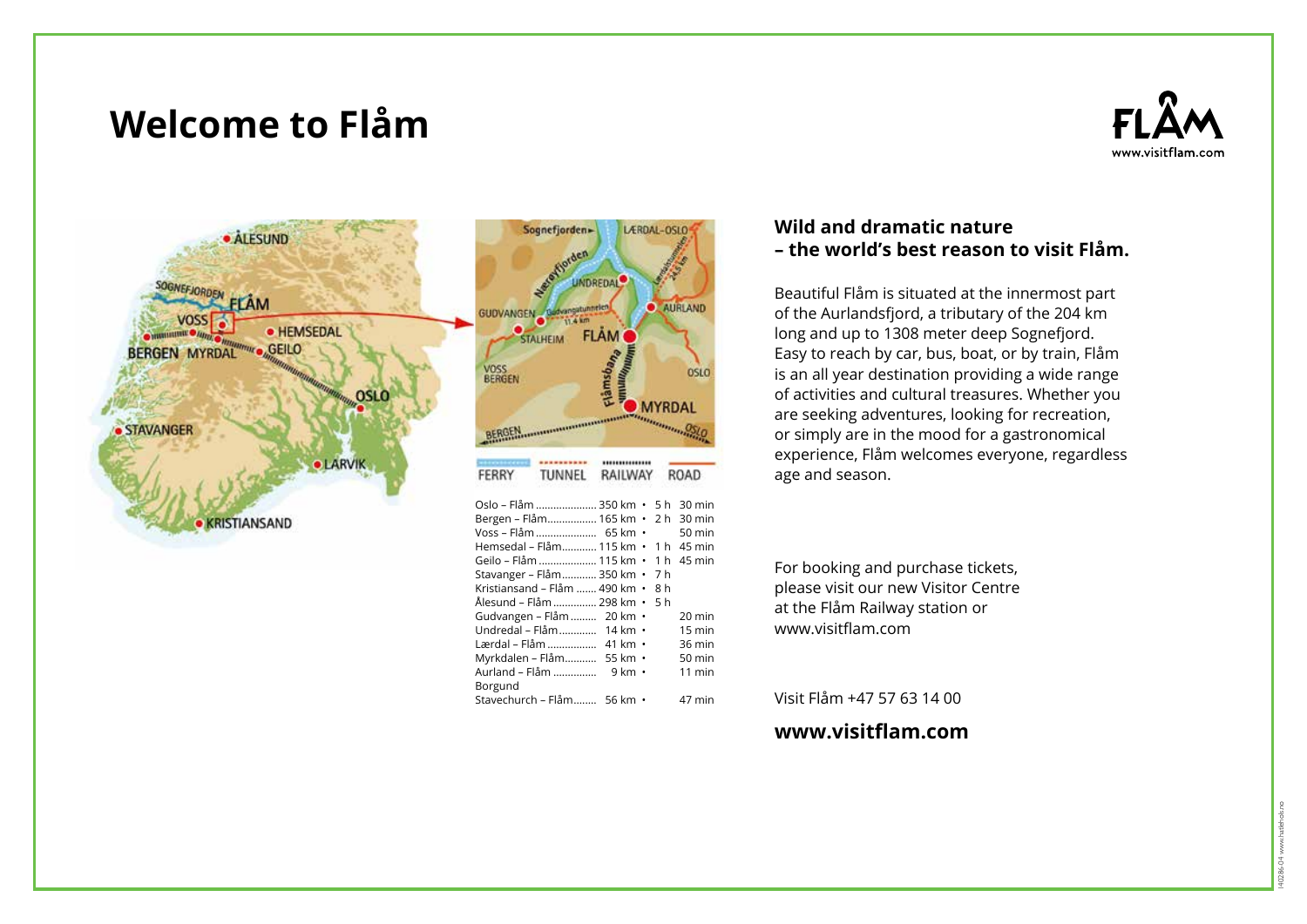# Welcome to Flåm

FLÅM
www.visitflam.com

FERRY TUNNEL RAILWAY ROAD

| | | | |
|---|---|---|---|
| Oslo – Flåm | 350 km | 5 h | 30 min |
| Bergen – Flåm | 165 km | 2 h | 30 min |
| Voss – Flåm | 65 km | | 50 min |
| Hemsedal – Flåm | 115 km | 1 h | 45 min |
| Geilo – Flåm | 115 km | 1 h | 45 min |
| Stavanger – Flåm | 350 km | 7 h | |
| Kristiansand – Flåm | 490 km | 8 h | |
| Ålesund – Flåm | 298 km | 5 h | |
| Gudvangen – Flåm | 20 km | | 20 min |
| Undredal – Flåm | 14 km | | 15 min |
| Lærdal – Flåm | 41 km | | 36 min |
| Myrkdalen – Flåm | 55 km | | 50 min |
| Aurland – Flåm | 9 km | | 11 min |
| Borgund Stavechurch – Flåm | 56 km | | 47 min |

## Wild and dramatic nature – the world's best reason to visit Flåm.

Beautiful Flåm is situated at the innermost part of the Aurlandsfjord, a tributary of the 204 km long and up to 1308 meter deep Sognefjord. Easy to reach by car, bus, boat, or by train, Flåm is an all year destination providing a wide range of activities and cultural treasures. Whether you are seeking adventures, looking for recreation, or simply are in the mood for a gastronomical experience, Flåm welcomes everyone, regardless age and season.

For booking and purchase tickets, please visit our new Visitor Centre at the Flåm Railway station or www.visitflam.com

Visit Flåm +47 57 63 14 00

**www.visitflam.com**